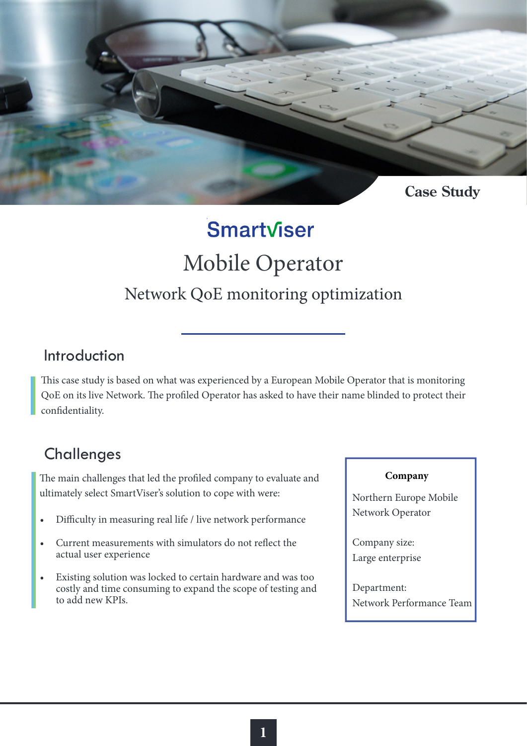Case Study

Smartviser

# Mobile Operator

## Network QoE monitoring optimization

## Introduction

This case study is based on what was experienced by a European Mobile Operator that is monitoring QoE on its live Network. The profiled Operator has asked to have their name blinded to protect their confidentiality.

## Challenges

The main challenges that led the profiled company to evaluate and ultimately select SmartViser's solution to cope with were:

- Difficulty in measuring real life / live network performance
- Current measurements with simulators do not reflect the actual user experience
- Existing solution was locked to certain hardware and was too costly and time consuming to expand the scope of testing and to add new KPIs.

**Company**

Northern Europe Mobile Network Operator

Company size:
Large enterprise

Department:
Network Performance Team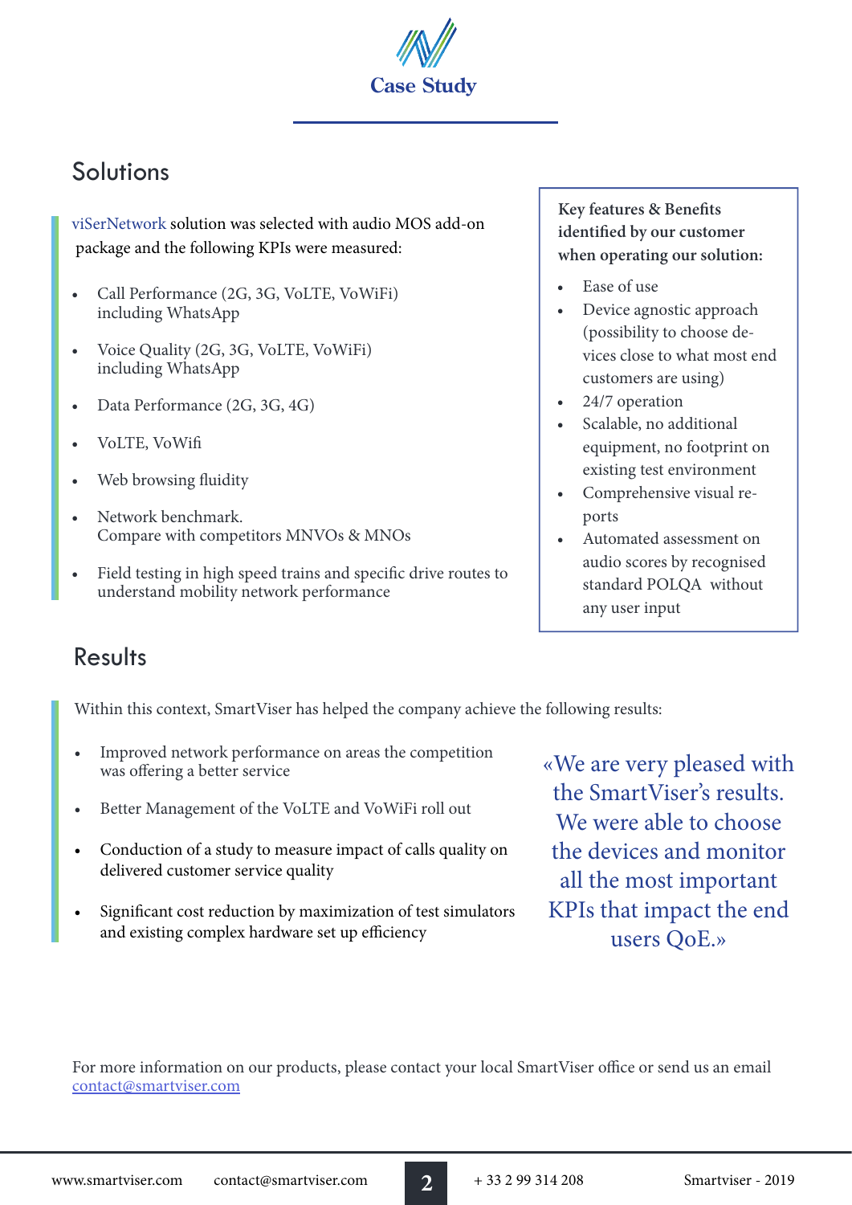# Case Study

## Solutions

viSerNetwork solution was selected with audio MOS add-on package and the following KPIs were measured:

- Call Performance (2G, 3G, VoLTE, VoWiFi) including WhatsApp
- Voice Quality (2G, 3G, VoLTE, VoWiFi) including WhatsApp
- Data Performance (2G, 3G, 4G)
- VoLTE, VoWifi
- Web browsing fluidity
- Network benchmark.
  Compare with competitors MNVOs & MNOs
- Field testing in high speed trains and specific drive routes to understand mobility network performance

**Key features & Benefits identified by our customer when operating our solution:**

- Ease of use
- Device agnostic approach (possibility to choose devices close to what most end customers are using)
- 24/7 operation
- Scalable, no additional equipment, no footprint on existing test environment
- Comprehensive visual reports
- Automated assessment on audio scores by recognised standard POLQA without any user input

## Results

Within this context, SmartViser has helped the company achieve the following results:

- Improved network performance on areas the competition was offering a better service
- Better Management of the VoLTE and VoWiFi roll out
- Conduction of a study to measure impact of calls quality on delivered customer service quality
- Significant cost reduction by maximization of test simulators and existing complex hardware set up efficiency

«We are very pleased with the SmartViser's results. We were able to choose the devices and monitor all the most important KPIs that impact the end users QoE.»

For more information on our products, please contact your local SmartViser office or send us an email contact@smartviser.com

www.smartviser.com contact@smartviser.com + 33 2 99 314 208 Smartviser - 2019